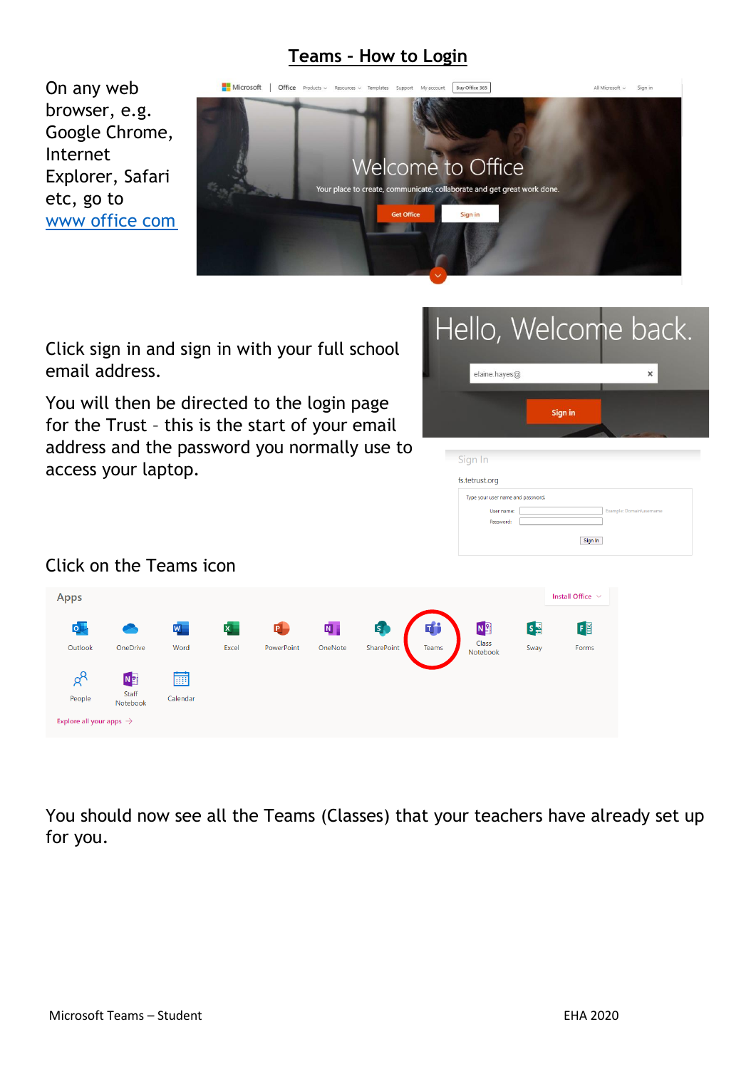# Teams – How to Login

On any web browser, e.g. Google Chrome, Internet Explorer, Safari etc, go to www office com

Click sign in and sign in with your full school email address.

You will then be directed to the login page for the Trust – this is the start of your email address and the password you normally use to access your laptop.

Click on the Teams icon

You should now see all the Teams (Classes) that your teachers have already set up for you.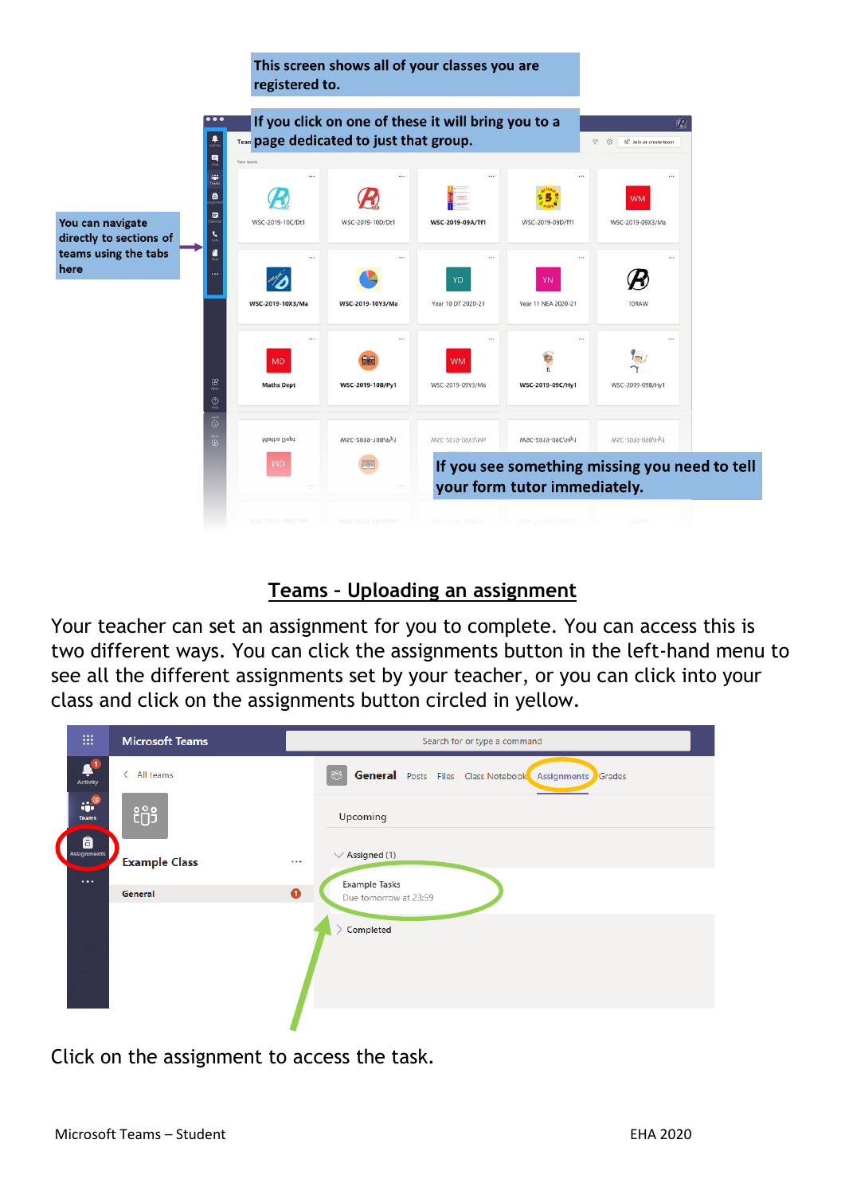This screen shows all of your classes you are registered to.

If you click on one of these it will bring you to a page dedicated to just that group.

You can navigate directly to sections of teams using the tabs here

If you see something missing you need to tell your form tutor immediately.

## Teams – Uploading an assignment

Your teacher can set an assignment for you to complete. You can access this is two different ways. You can click the assignments button in the left-hand menu to see all the different assignments set by your teacher, or you can click into your class and click on the assignments button circled in yellow.

Click on the assignment to access the task.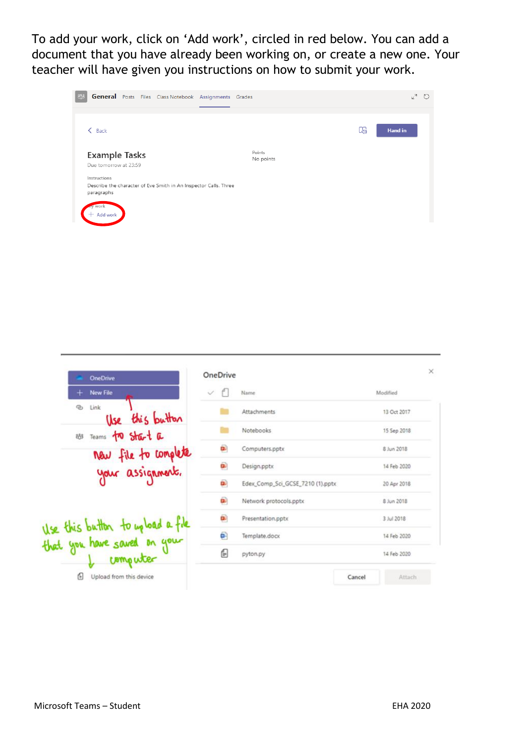To add your work, click on ‘Add work’, circled in red below. You can add a document that you have already been working on, or create a new one. Your teacher will have given you instructions on how to submit your work.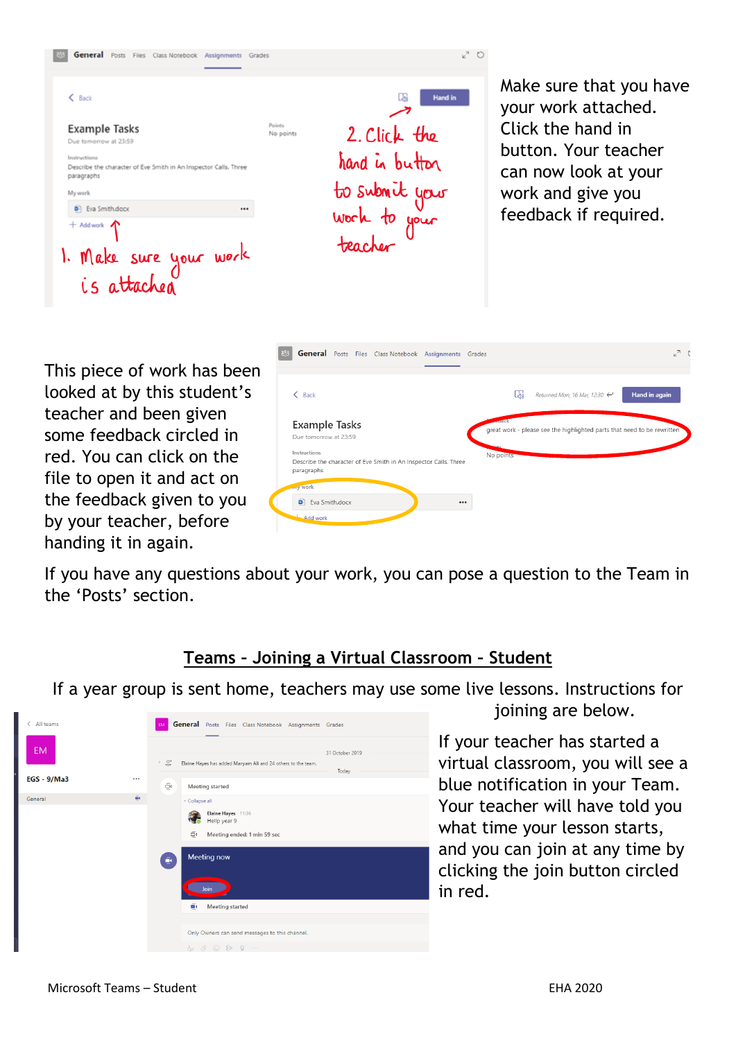Make sure that you have your work attached. Click the hand in button. Your teacher can now look at your work and give you feedback if required.

This piece of work has been looked at by this student's teacher and been given some feedback circled in red. You can click on the file to open it and act on the feedback given to you by your teacher, before handing it in again.

If you have any questions about your work, you can pose a question to the Team in the 'Posts' section.

## Teams - Joining a Virtual Classroom - Student

If a year group is sent home, teachers may use some live lessons. Instructions for joining are below.

If your teacher has started a virtual classroom, you will see a blue notification in your Team. Your teacher will have told you what time your lesson starts, and you can join at any time by clicking the join button circled in red.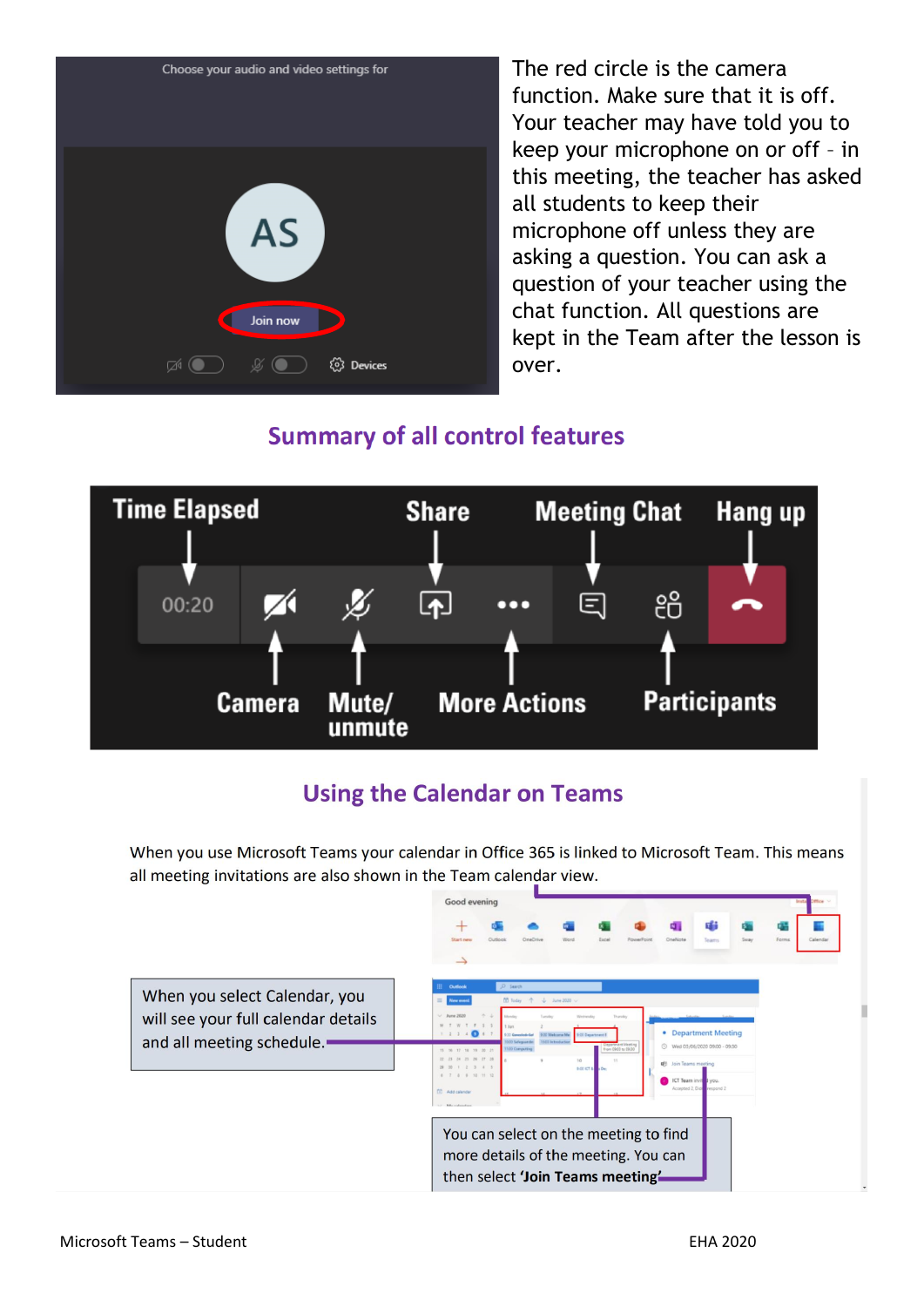The red circle is the camera function. Make sure that it is off. Your teacher may have told you to keep your microphone on or off – in this meeting, the teacher has asked all students to keep their microphone off unless they are asking a question. You can ask a question of your teacher using the chat function. All questions are kept in the Team after the lesson is over.

## Summary of all control features

Time Elapsed

Share

Meeting Chat

Hang up

Camera

Mute/ unmute

More Actions

Participants

## Using the Calendar on Teams

When you use Microsoft Teams your calendar in Office 365 is linked to Microsoft Team. This means all meeting invitations are also shown in the Team calendar view.

When you select Calendar, you will see your full calendar details and all meeting schedule.

You can select on the meeting to find more details of the meeting. You can then select **'Join Teams meeting'**